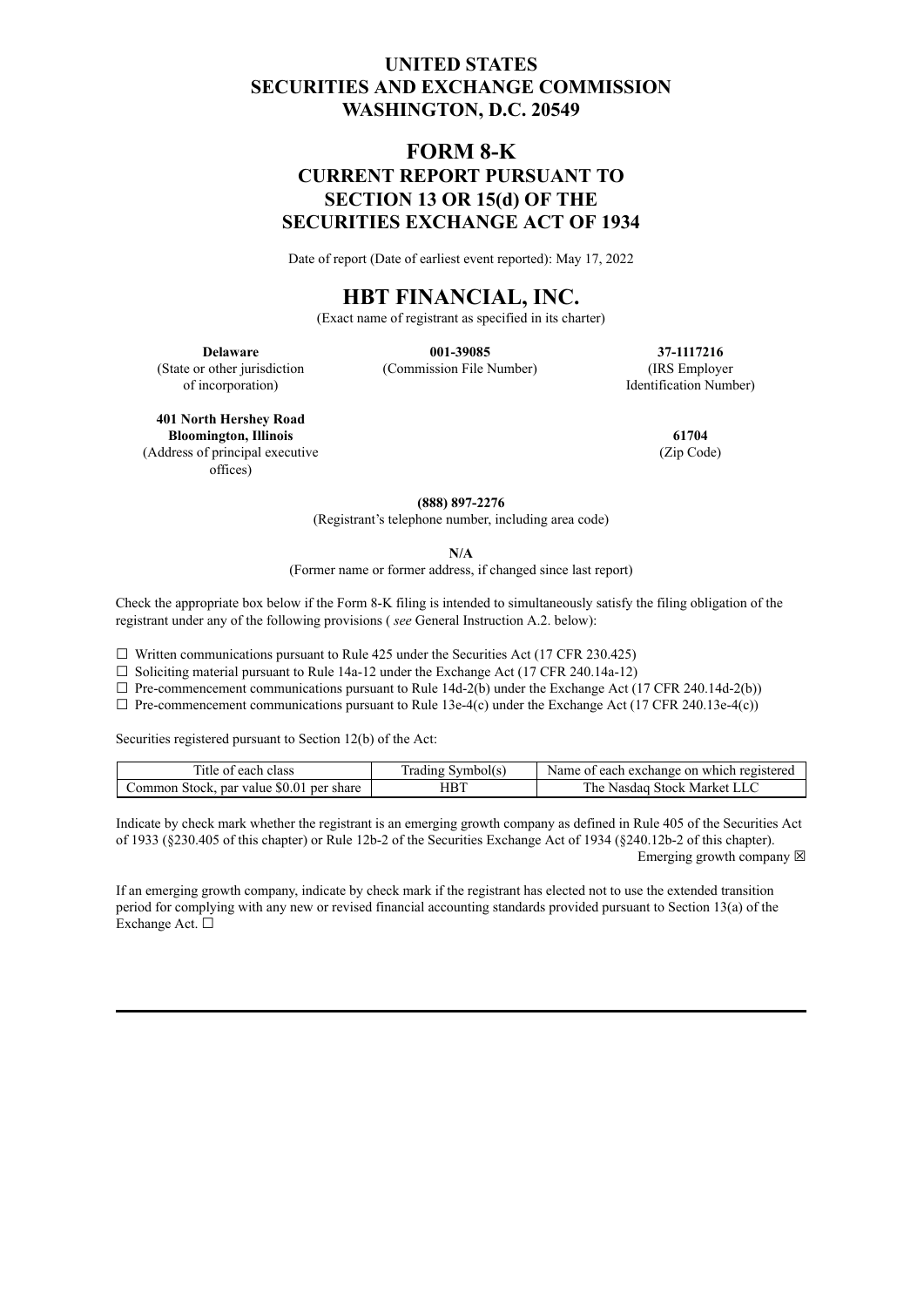# UNITED STATES
# SECURITIES AND EXCHANGE COMMISSION
# WASHINGTON, D.C. 20549

## FORM 8-K
## CURRENT REPORT PURSUANT TO SECTION 13 OR 15(d) OF THE SECURITIES EXCHANGE ACT OF 1934

Date of report (Date of earliest event reported): May 17, 2022

## HBT FINANCIAL, INC.

(Exact name of registrant as specified in its charter)

| **Delaware** | **001-39085** | **37-1117216** |
|---|---|---|
| (State or other jurisdiction of incorporation) | (Commission File Number) | (IRS Employer Identification Number) |

| **401 North Hershey Road Bloomington, Illinois** | **61704** |
|---|---|
| (Address of principal executive offices) | (Zip Code) |

**(888) 897-2276**

(Registrant's telephone number, including area code)

**N/A**

(Former name or former address, if changed since last report)

Check the appropriate box below if the Form 8-K filing is intended to simultaneously satisfy the filing obligation of the registrant under any of the following provisions ( *see* General Instruction A.2. below):

☐ Written communications pursuant to Rule 425 under the Securities Act (17 CFR 230.425)

☐ Soliciting material pursuant to Rule 14a-12 under the Exchange Act (17 CFR 240.14a-12)

☐ Pre-commencement communications pursuant to Rule 14d-2(b) under the Exchange Act (17 CFR 240.14d-2(b))

☐ Pre-commencement communications pursuant to Rule 13e-4(c) under the Exchange Act (17 CFR 240.13e-4(c))

Securities registered pursuant to Section 12(b) of the Act:

| Title of each class | Trading Symbol(s) | Name of each exchange on which registered |
|---|---|---|
| Common Stock, par value $0.01 per share | HBT | The Nasdaq Stock Market LLC |

Indicate by check mark whether the registrant is an emerging growth company as defined in Rule 405 of the Securities Act of 1933 (§230.405 of this chapter) or Rule 12b-2 of the Securities Exchange Act of 1934 (§240.12b-2 of this chapter).

Emerging growth company ☒

If an emerging growth company, indicate by check mark if the registrant has elected not to use the extended transition period for complying with any new or revised financial accounting standards provided pursuant to Section 13(a) of the Exchange Act. ☐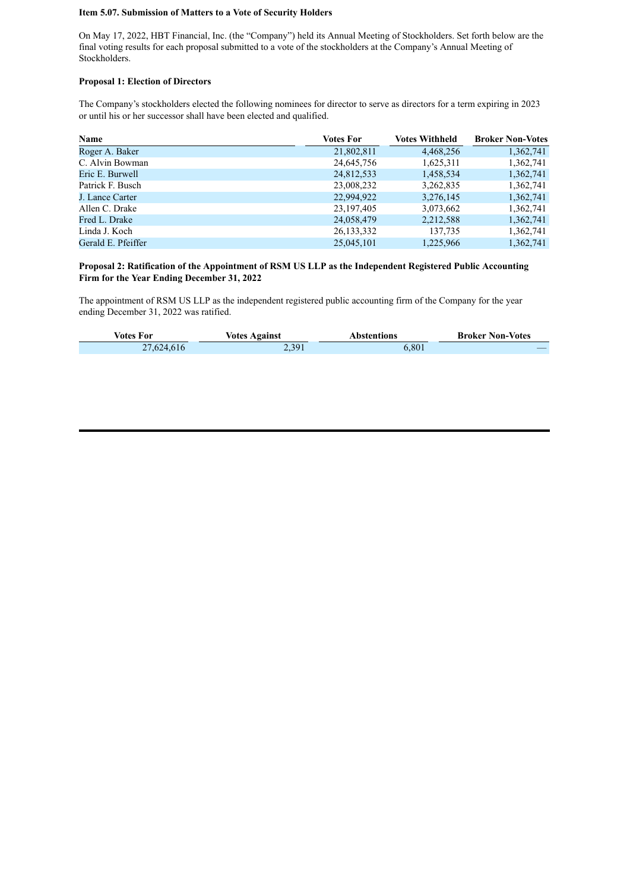**Item 5.07. Submission of Matters to a Vote of Security Holders**

On May 17, 2022, HBT Financial, Inc. (the "Company") held its Annual Meeting of Stockholders. Set forth below are the final voting results for each proposal submitted to a vote of the stockholders at the Company's Annual Meeting of Stockholders.

**Proposal 1: Election of Directors**

The Company's stockholders elected the following nominees for director to serve as directors for a term expiring in 2023 or until his or her successor shall have been elected and qualified.

| Name | Votes For | Votes Withheld | Broker Non-Votes |
|---|---|---|---|
| Roger A. Baker | 21,802,811 | 4,468,256 | 1,362,741 |
| C. Alvin Bowman | 24,645,756 | 1,625,311 | 1,362,741 |
| Eric E. Burwell | 24,812,533 | 1,458,534 | 1,362,741 |
| Patrick F. Busch | 23,008,232 | 3,262,835 | 1,362,741 |
| J. Lance Carter | 22,994,922 | 3,276,145 | 1,362,741 |
| Allen C. Drake | 23,197,405 | 3,073,662 | 1,362,741 |
| Fred L. Drake | 24,058,479 | 2,212,588 | 1,362,741 |
| Linda J. Koch | 26,133,332 | 137,735 | 1,362,741 |
| Gerald E. Pfeiffer | 25,045,101 | 1,225,966 | 1,362,741 |

**Proposal 2: Ratification of the Appointment of RSM US LLP as the Independent Registered Public Accounting Firm for the Year Ending December 31, 2022**

The appointment of RSM US LLP as the independent registered public accounting firm of the Company for the year ending December 31, 2022 was ratified.

| Votes For | Votes Against | Abstentions | Broker Non-Votes |
|---|---|---|---|
| 27,624,616 | 2,391 | 6,801 | — |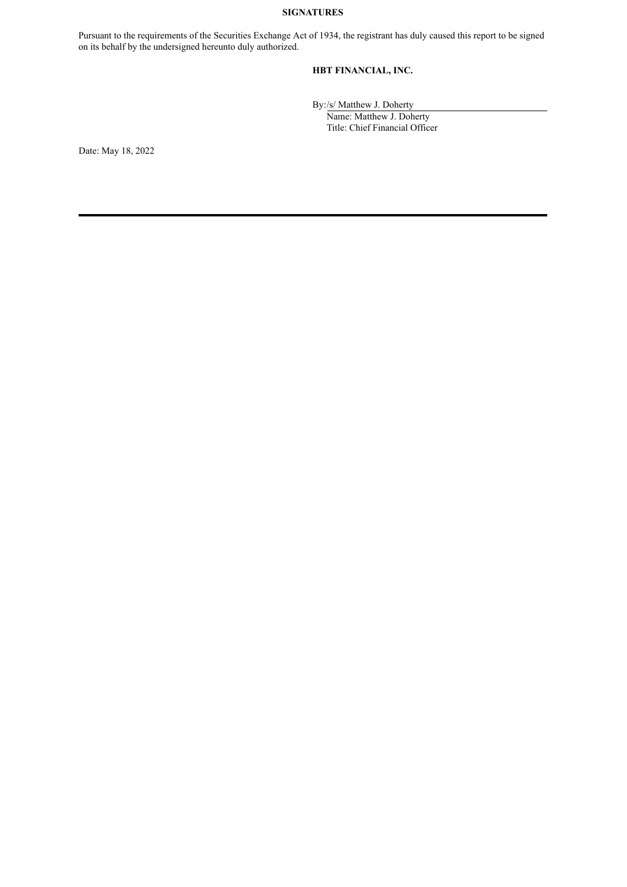**SIGNATURES**

Pursuant to the requirements of the Securities Exchange Act of 1934, the registrant has duly caused this report to be signed on its behalf by the undersigned hereunto duly authorized.

**HBT FINANCIAL, INC.**

By:/s/ Matthew J. Doherty
Name: Matthew J. Doherty
Title: Chief Financial Officer

Date: May 18, 2022